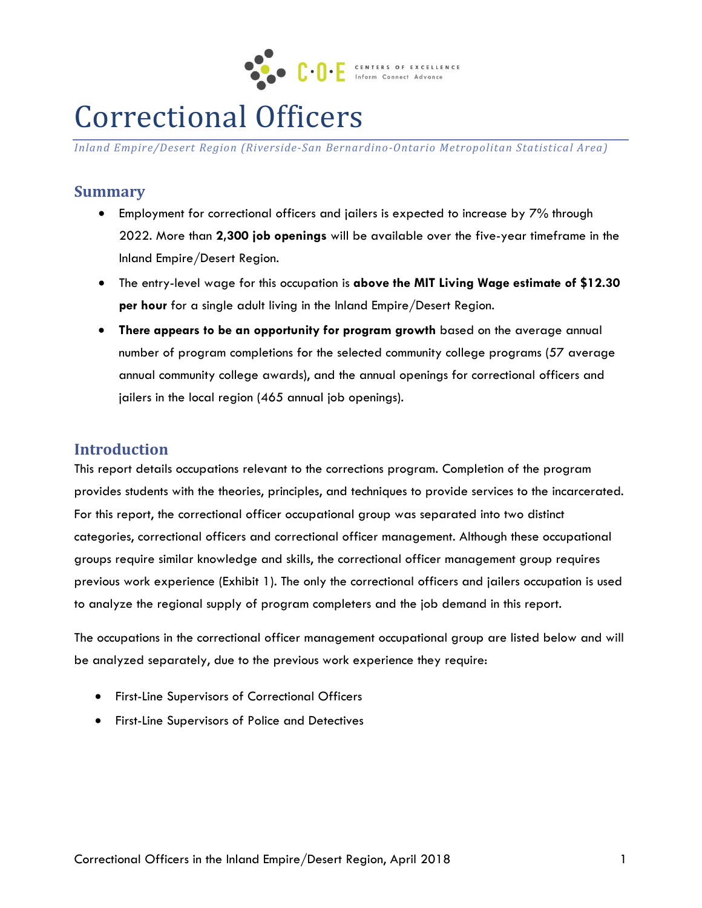# Correctional Officers

*Inland Empire/Desert Region (Riverside-San Bernardino-Ontario Metropolitan Statistical Area)*

## Summary

- Employment for correctional officers and jailers is expected to increase by 7% through 2022. More than **2,300 job openings** will be available over the five-year timeframe in the Inland Empire/Desert Region.
- The entry-level wage for this occupation is **above the MIT Living Wage estimate of $12.30 per hour** for a single adult living in the Inland Empire/Desert Region.
- **There appears to be an opportunity for program growth** based on the average annual number of program completions for the selected community college programs (57 average annual community college awards), and the annual openings for correctional officers and jailers in the local region (465 annual job openings).

## Introduction

This report details occupations relevant to the corrections program. Completion of the program provides students with the theories, principles, and techniques to provide services to the incarcerated. For this report, the correctional officer occupational group was separated into two distinct categories, correctional officers and correctional officer management. Although these occupational groups require similar knowledge and skills, the correctional officer management group requires previous work experience (Exhibit 1). The only the correctional officers and jailers occupation is used to analyze the regional supply of program completers and the job demand in this report.

The occupations in the correctional officer management occupational group are listed below and will be analyzed separately, due to the previous work experience they require:

- First-Line Supervisors of Correctional Officers
- First-Line Supervisors of Police and Detectives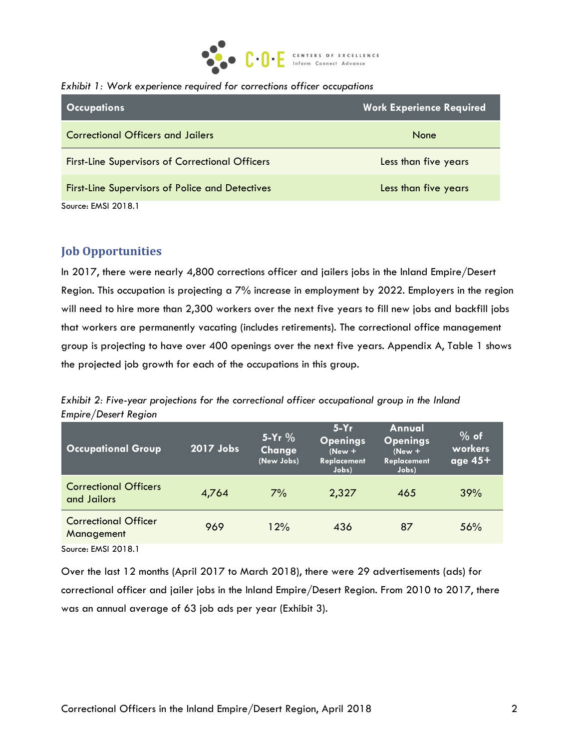*Exhibit 1: Work experience required for corrections officer occupations*

| Occupations | Work Experience Required |
|---|---|
| Correctional Officers and Jailers | None |
| First-Line Supervisors of Correctional Officers | Less than five years |
| First-Line Supervisors of Police and Detectives | Less than five years |

Source: EMSI 2018.1

## Job Opportunities

In 2017, there were nearly 4,800 corrections officer and jailers jobs in the Inland Empire/Desert Region. This occupation is projecting a 7% increase in employment by 2022. Employers in the region will need to hire more than 2,300 workers over the next five years to fill new jobs and backfill jobs that workers are permanently vacating (includes retirements). The correctional office management group is projecting to have over 400 openings over the next five years. Appendix A, Table 1 shows the projected job growth for each of the occupations in this group.

*Exhibit 2: Five-year projections for the correctional officer occupational group in the Inland Empire/Desert Region*

| Occupational Group | 2017 Jobs | 5-Yr % Change (New Jobs) | 5-Yr Openings (New + Replacement Jobs) | Annual Openings (New + Replacement Jobs) | % of workers age 45+ |
|---|---|---|---|---|---|
| Correctional Officers and Jailors | 4,764 | 7% | 2,327 | 465 | 39% |
| Correctional Officer Management | 969 | 12% | 436 | 87 | 56% |

Source: EMSI 2018.1

Over the last 12 months (April 2017 to March 2018), there were 29 advertisements (ads) for correctional officer and jailer jobs in the Inland Empire/Desert Region. From 2010 to 2017, there was an annual average of 63 job ads per year (Exhibit 3).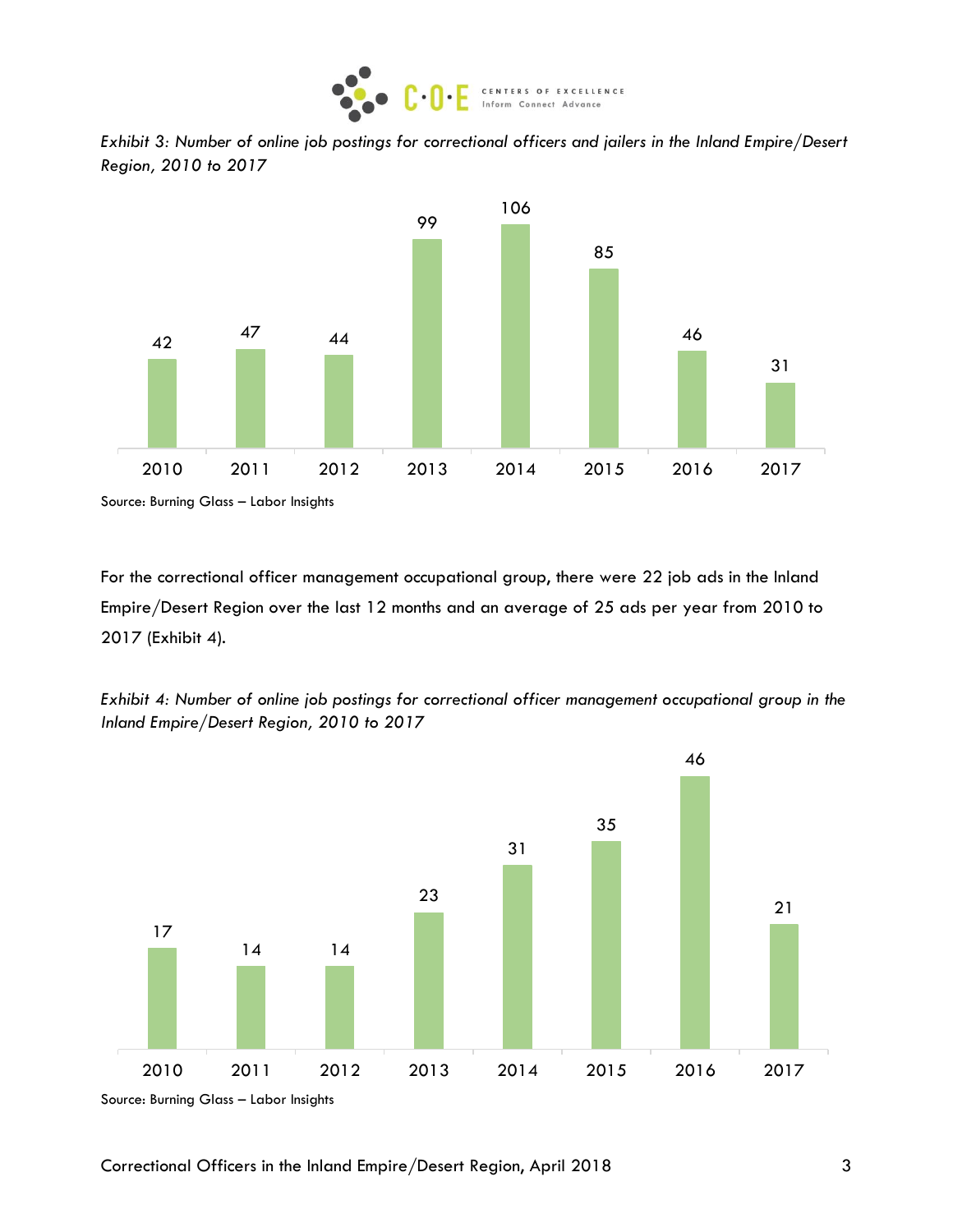*Exhibit 3: Number of online job postings for correctional officers and jailers in the Inland Empire/Desert Region, 2010 to 2017*

| Year | Job postings |
|---|---|
| 2010 | 42 |
| 2011 | 47 |
| 2012 | 44 |
| 2013 | 99 |
| 2014 | 106 |
| 2015 | 85 |
| 2016 | 46 |
| 2017 | 31 |

Source: Burning Glass – Labor Insights

For the correctional officer management occupational group, there were 22 job ads in the Inland Empire/Desert Region over the last 12 months and an average of 25 ads per year from 2010 to 2017 (Exhibit 4).

*Exhibit 4: Number of online job postings for correctional officer management occupational group in the Inland Empire/Desert Region, 2010 to 2017*

| Year | Job postings |
|---|---|
| 2010 | 17 |
| 2011 | 14 |
| 2012 | 14 |
| 2013 | 23 |
| 2014 | 31 |
| 2015 | 35 |
| 2016 | 46 |
| 2017 | 21 |

Source: Burning Glass – Labor Insights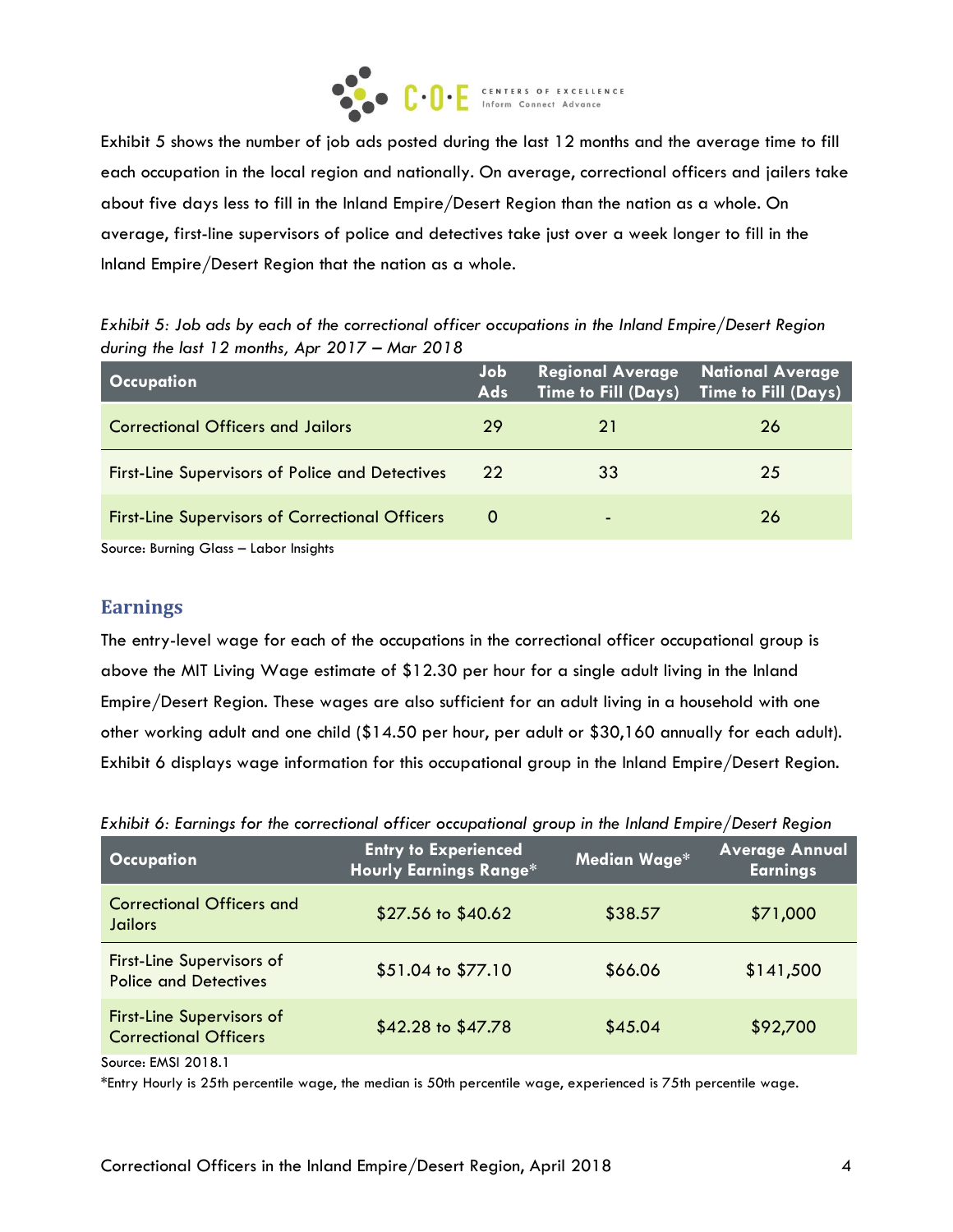Exhibit 5 shows the number of job ads posted during the last 12 months and the average time to fill each occupation in the local region and nationally. On average, correctional officers and jailers take about five days less to fill in the Inland Empire/Desert Region than the nation as a whole. On average, first-line supervisors of police and detectives take just over a week longer to fill in the Inland Empire/Desert Region that the nation as a whole.

*Exhibit 5: Job ads by each of the correctional officer occupations in the Inland Empire/Desert Region during the last 12 months, Apr 2017 – Mar 2018*

| Occupation | Job Ads | Regional Average Time to Fill (Days) | National Average Time to Fill (Days) |
|---|---|---|---|
| Correctional Officers and Jailors | 29 | 21 | 26 |
| First-Line Supervisors of Police and Detectives | 22 | 33 | 25 |
| First-Line Supervisors of Correctional Officers | 0 | - | 26 |

Source: Burning Glass – Labor Insights

## Earnings

The entry-level wage for each of the occupations in the correctional officer occupational group is above the MIT Living Wage estimate of $12.30 per hour for a single adult living in the Inland Empire/Desert Region. These wages are also sufficient for an adult living in a household with one other working adult and one child ($14.50 per hour, per adult or $30,160 annually for each adult). Exhibit 6 displays wage information for this occupational group in the Inland Empire/Desert Region.

*Exhibit 6: Earnings for the correctional officer occupational group in the Inland Empire/Desert Region*

| Occupation | Entry to Experienced Hourly Earnings Range* | Median Wage* | Average Annual Earnings |
|---|---|---|---|
| Correctional Officers and Jailors | $27.56 to $40.62 | $38.57 | $71,000 |
| First-Line Supervisors of Police and Detectives | $51.04 to $77.10 | $66.06 | $141,500 |
| First-Line Supervisors of Correctional Officers | $42.28 to $47.78 | $45.04 | $92,700 |

Source: EMSI 2018.1

*Entry Hourly is 25th percentile wage, the median is 50th percentile wage, experienced is 75th percentile wage.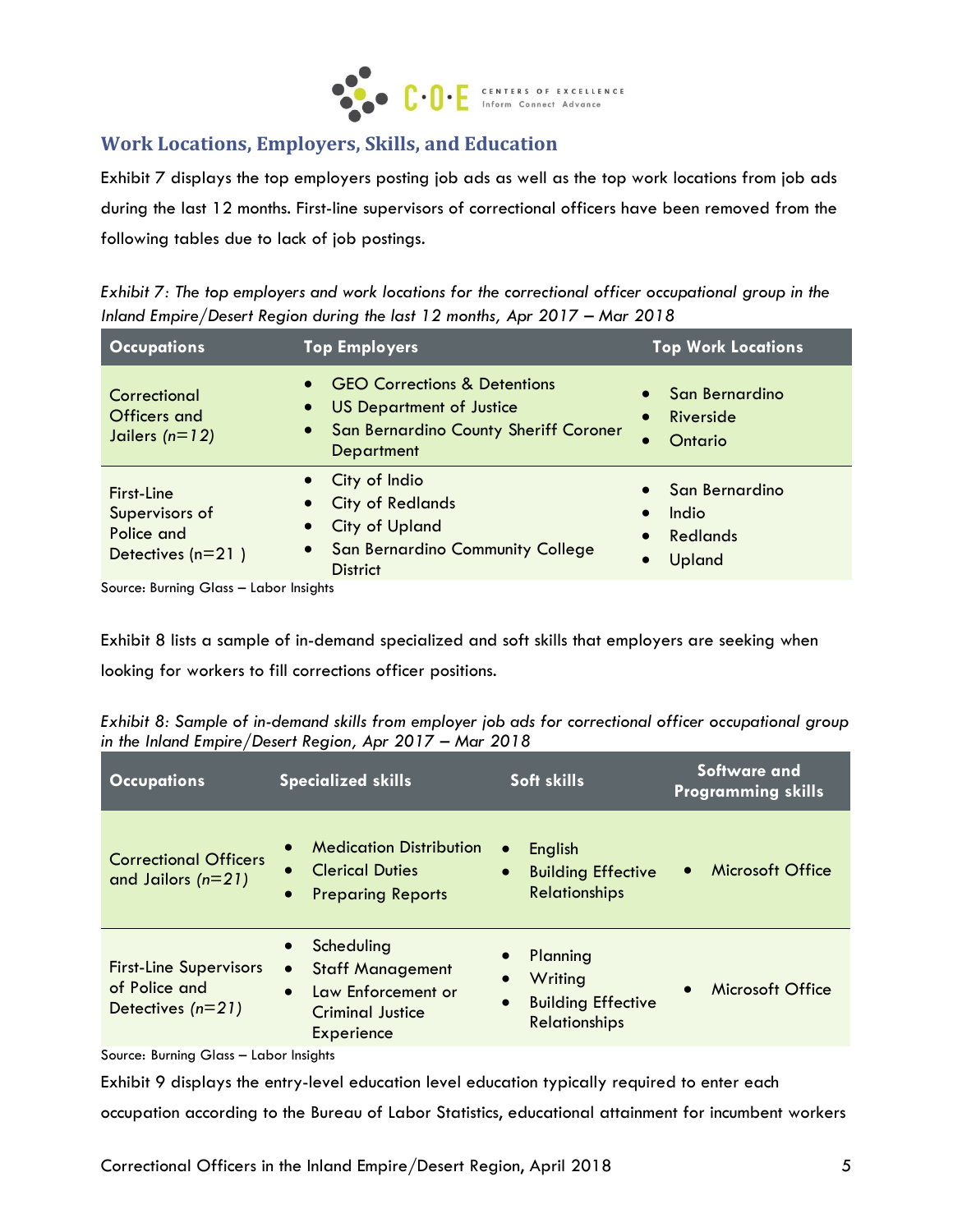## Work Locations, Employers, Skills, and Education

Exhibit 7 displays the top employers posting job ads as well as the top work locations from job ads during the last 12 months. First-line supervisors of correctional officers have been removed from the following tables due to lack of job postings.

*Exhibit 7: The top employers and work locations for the correctional officer occupational group in the Inland Empire/Desert Region during the last 12 months, Apr 2017 – Mar 2018*

| Occupations | Top Employers | Top Work Locations |
|---|---|---|
| Correctional Officers and Jailers *(n=12)* | • GEO Corrections & Detentions<br>• US Department of Justice<br>• San Bernardino County Sheriff Coroner Department | • San Bernardino<br>• Riverside<br>• Ontario |
| First-Line Supervisors of Police and Detectives (n=21 ) | • City of Indio<br>• City of Redlands<br>• City of Upland<br>• San Bernardino Community College District | • San Bernardino<br>• Indio<br>• Redlands<br>• Upland |

Source: Burning Glass – Labor Insights

Exhibit 8 lists a sample of in-demand specialized and soft skills that employers are seeking when looking for workers to fill corrections officer positions.

*Exhibit 8: Sample of in-demand skills from employer job ads for correctional officer occupational group in the Inland Empire/Desert Region, Apr 2017 – Mar 2018*

| Occupations | Specialized skills | Soft skills | Software and Programming skills |
|---|---|---|---|
| Correctional Officers and Jailors *(n=21)* | • Medication Distribution<br>• Clerical Duties<br>• Preparing Reports | • English<br>• Building Effective Relationships | • Microsoft Office |
| First-Line Supervisors of Police and Detectives *(n=21)* | • Scheduling<br>• Staff Management<br>• Law Enforcement or Criminal Justice Experience | • Planning<br>• Writing<br>• Building Effective Relationships | • Microsoft Office |

Source: Burning Glass – Labor Insights

Exhibit 9 displays the entry-level education level education typically required to enter each occupation according to the Bureau of Labor Statistics, educational attainment for incumbent workers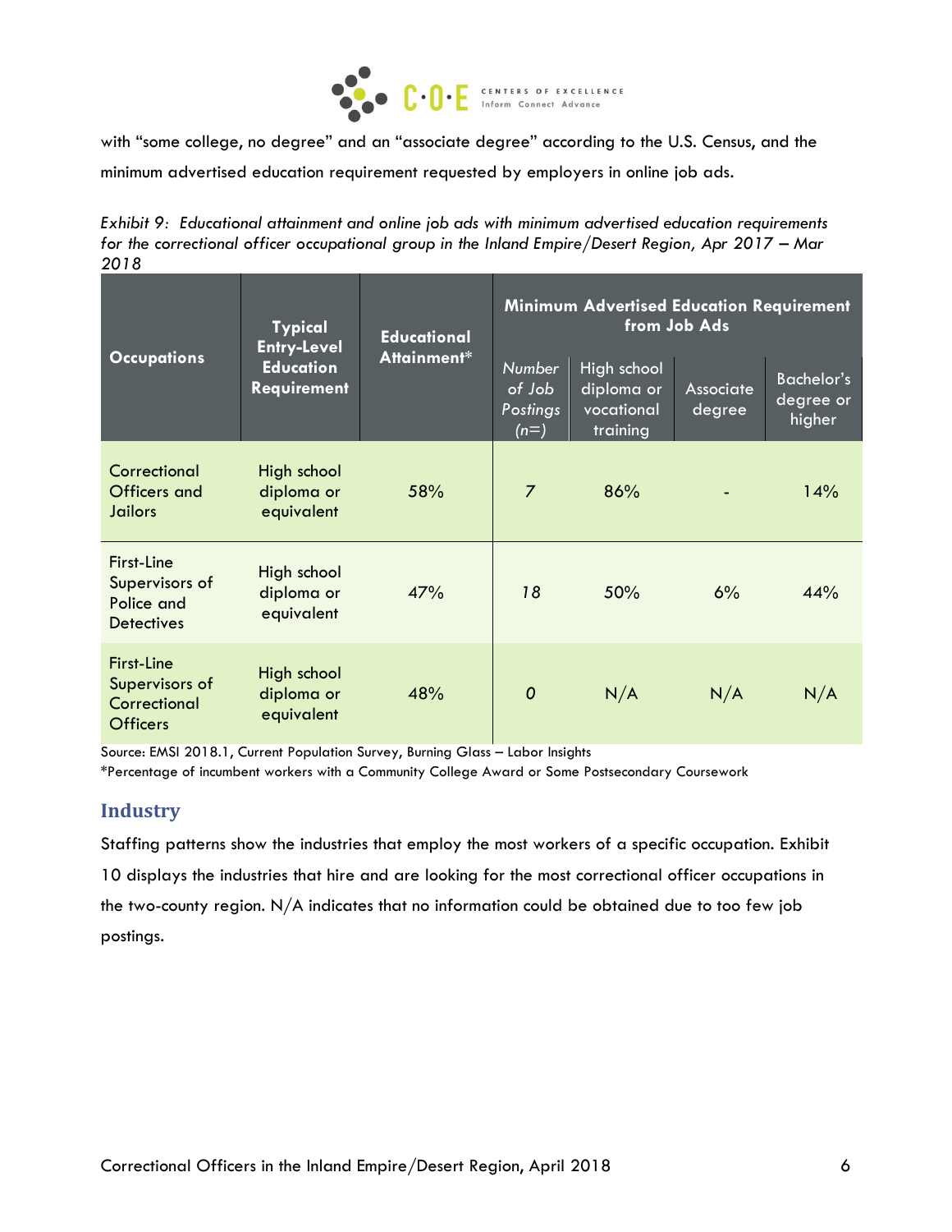with "some college, no degree" and an "associate degree" according to the U.S. Census, and the minimum advertised education requirement requested by employers in online job ads.

*Exhibit 9: Educational attainment and online job ads with minimum advertised education requirements for the correctional officer occupational group in the Inland Empire/Desert Region, Apr 2017 – Mar 2018*

| Occupations | Typical Entry-Level Education Requirement | Educational Attainment* | Minimum Advertised Education Requirement from Job Ads | | | |
|---|---|---|---|---|---|---|
| | | | *Number of Job Postings (n=)* | High school diploma or vocational training | Associate degree | Bachelor's degree or higher |
| Correctional Officers and Jailors | High school diploma or equivalent | 58% | *7* | 86% | - | 14% |
| First-Line Supervisors of Police and Detectives | High school diploma or equivalent | 47% | *18* | 50% | 6% | 44% |
| First-Line Supervisors of Correctional Officers | High school diploma or equivalent | 48% | *0* | N/A | N/A | N/A |

Source: EMSI 2018.1, Current Population Survey, Burning Glass – Labor Insights

*Percentage of incumbent workers with a Community College Award or Some Postsecondary Coursework

## Industry

Staffing patterns show the industries that employ the most workers of a specific occupation. Exhibit 10 displays the industries that hire and are looking for the most correctional officer occupations in the two-county region. N/A indicates that no information could be obtained due to too few job postings.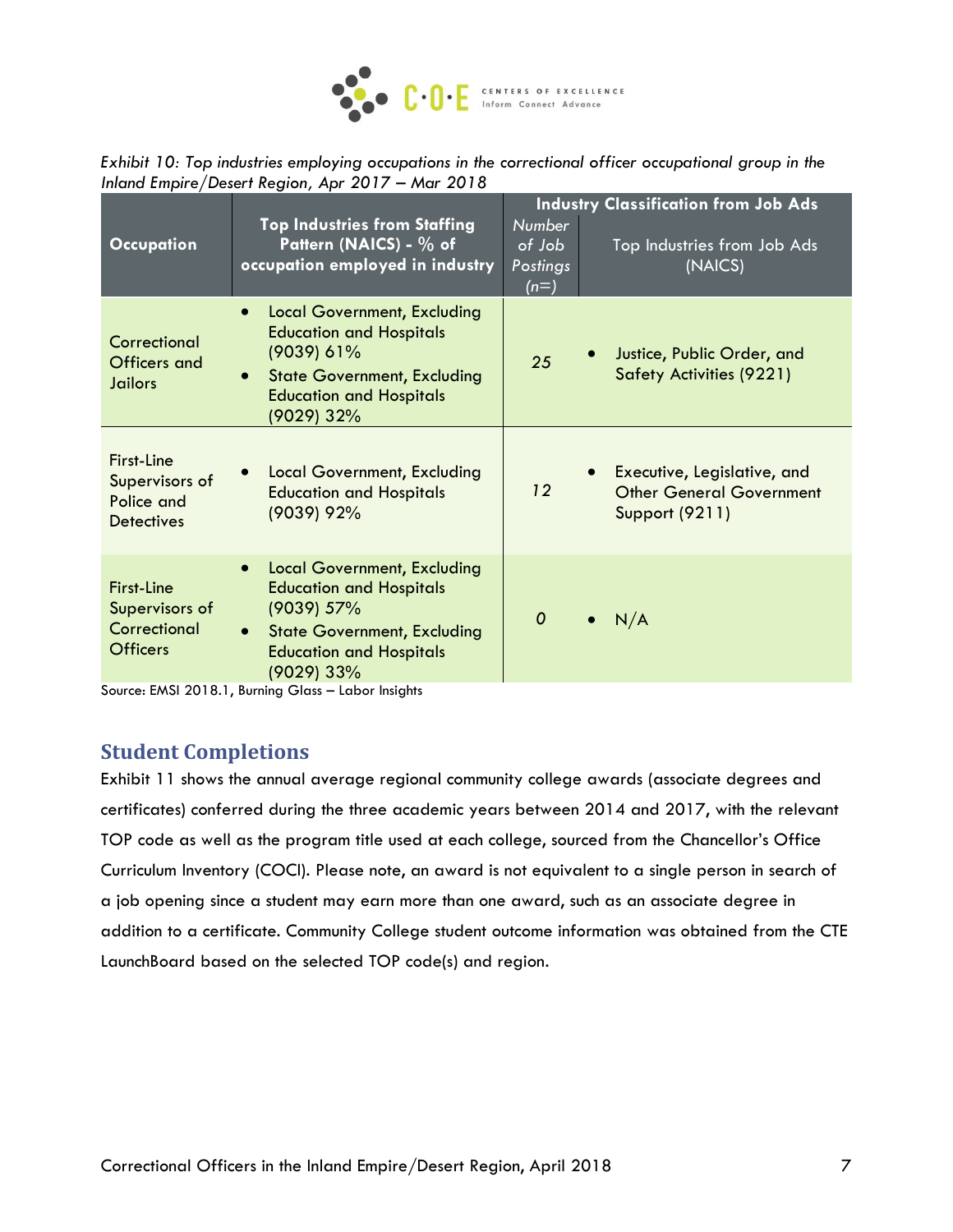*Exhibit 10: Top industries employing occupations in the correctional officer occupational group in the Inland Empire/Desert Region, Apr 2017 – Mar 2018*

| Occupation | Top Industries from Staffing Pattern (NAICS) - % of occupation employed in industry | Industry Classification from Job Ads | |
|---|---|---|---|
| | | *Number of Job Postings (n=)* | Top Industries from Job Ads (NAICS) |
| Correctional Officers and Jailors | • Local Government, Excluding Education and Hospitals (9039) 61%<br>• State Government, Excluding Education and Hospitals (9029) 32% | *25* | • Justice, Public Order, and Safety Activities (9221) |
| First-Line Supervisors of Police and Detectives | • Local Government, Excluding Education and Hospitals (9039) 92% | *12* | • Executive, Legislative, and Other General Government Support (9211) |
| First-Line Supervisors of Correctional Officers | • Local Government, Excluding Education and Hospitals (9039) 57%<br>• State Government, Excluding Education and Hospitals (9029) 33% | *0* | • N/A |

Source: EMSI 2018.1, Burning Glass – Labor Insights

## Student Completions

Exhibit 11 shows the annual average regional community college awards (associate degrees and certificates) conferred during the three academic years between 2014 and 2017, with the relevant TOP code as well as the program title used at each college, sourced from the Chancellor's Office Curriculum Inventory (COCI). Please note, an award is not equivalent to a single person in search of a job opening since a student may earn more than one award, such as an associate degree in addition to a certificate. Community College student outcome information was obtained from the CTE LaunchBoard based on the selected TOP code(s) and region.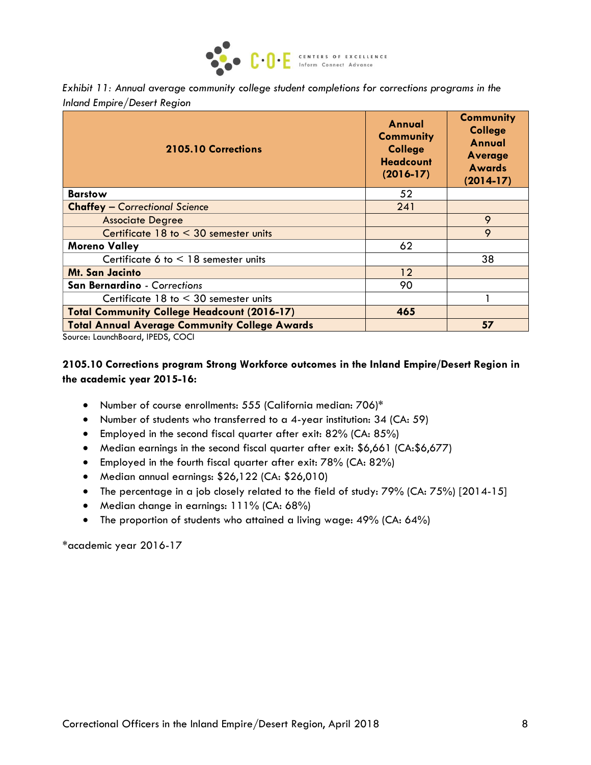*Exhibit 11: Annual average community college student completions for corrections programs in the Inland Empire/Desert Region*

| 2105.10 Corrections | Annual Community College Headcount (2016-17) | Community College Annual Average Awards (2014-17) |
|---|---|---|
| **Barstow** | 52 | |
| **Chaffey** – *Correctional Science* | 241 | |
| Associate Degree | | 9 |
| Certificate 18 to < 30 semester units | | 9 |
| **Moreno Valley** | 62 | |
| Certificate 6 to < 18 semester units | | 38 |
| **Mt. San Jacinto** | 12 | |
| **San Bernardino** - *Corrections* | 90 | |
| Certificate 18 to < 30 semester units | | 1 |
| **Total Community College Headcount (2016-17)** | **465** | |
| **Total Annual Average Community College Awards** | | **57** |

Source: LaunchBoard, IPEDS, COCI

**2105.10 Corrections program Strong Workforce outcomes in the Inland Empire/Desert Region in the academic year 2015-16:**

- Number of course enrollments: 555 (California median: 706)*
- Number of students who transferred to a 4-year institution: 34 (CA: 59)
- Employed in the second fiscal quarter after exit: 82% (CA: 85%)
- Median earnings in the second fiscal quarter after exit: $6,661 (CA:$6,677)
- Employed in the fourth fiscal quarter after exit: 78% (CA: 82%)
- Median annual earnings: $26,122 (CA: $26,010)
- The percentage in a job closely related to the field of study: 79% (CA: 75%) [2014-15]
- Median change in earnings: 111% (CA: 68%)
- The proportion of students who attained a living wage: 49% (CA: 64%)

*academic year 2016-17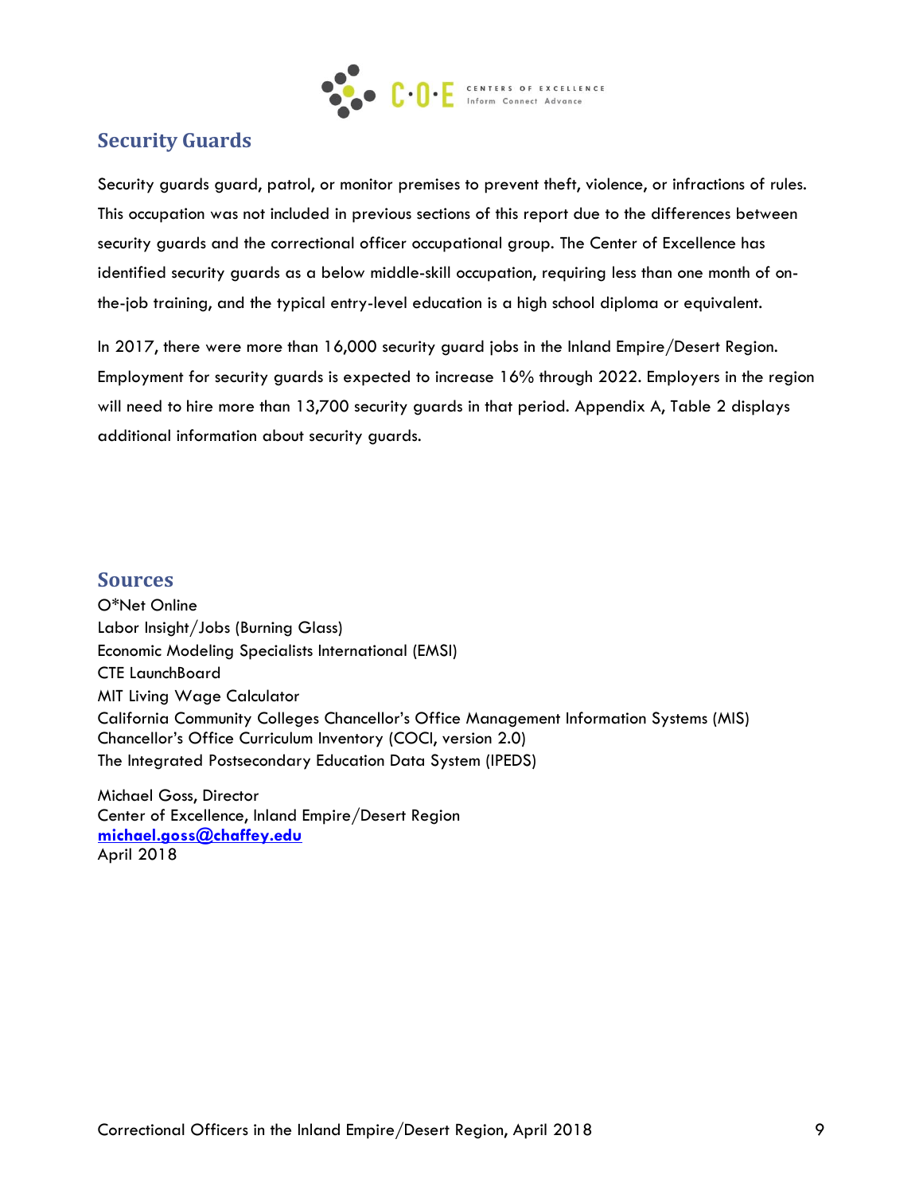## Security Guards

Security guards guard, patrol, or monitor premises to prevent theft, violence, or infractions of rules. This occupation was not included in previous sections of this report due to the differences between security guards and the correctional officer occupational group. The Center of Excellence has identified security guards as a below middle-skill occupation, requiring less than one month of on-the-job training, and the typical entry-level education is a high school diploma or equivalent.

In 2017, there were more than 16,000 security guard jobs in the Inland Empire/Desert Region. Employment for security guards is expected to increase 16% through 2022. Employers in the region will need to hire more than 13,700 security guards in that period. Appendix A, Table 2 displays additional information about security guards.

## Sources

O*Net Online
Labor Insight/Jobs (Burning Glass)
Economic Modeling Specialists International (EMSI)
CTE LaunchBoard
MIT Living Wage Calculator
California Community Colleges Chancellor's Office Management Information Systems (MIS)
Chancellor's Office Curriculum Inventory (COCI, version 2.0)
The Integrated Postsecondary Education Data System (IPEDS)

Michael Goss, Director
Center of Excellence, Inland Empire/Desert Region
**michael.goss@chaffey.edu**
April 2018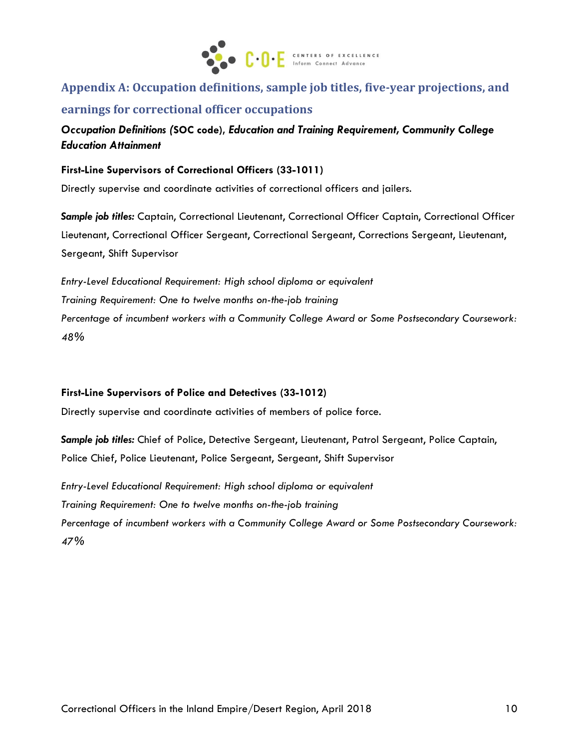## Appendix A: Occupation definitions, sample job titles, five-year projections, and earnings for correctional officer occupations

***Occupation Definitions (*SOC code*), Education and Training Requirement, Community College Education Attainment***

**First-Line Supervisors of Correctional Officers (33-1011)**

Directly supervise and coordinate activities of correctional officers and jailers.

***Sample job titles:*** Captain, Correctional Lieutenant, Correctional Officer Captain, Correctional Officer Lieutenant, Correctional Officer Sergeant, Correctional Sergeant, Corrections Sergeant, Lieutenant, Sergeant, Shift Supervisor

*Entry-Level Educational Requirement: High school diploma or equivalent*
*Training Requirement: One to twelve months on-the-job training*
*Percentage of incumbent workers with a Community College Award or Some Postsecondary Coursework: 48%*

**First-Line Supervisors of Police and Detectives (33-1012)**

Directly supervise and coordinate activities of members of police force.

***Sample job titles:*** Chief of Police, Detective Sergeant, Lieutenant, Patrol Sergeant, Police Captain, Police Chief, Police Lieutenant, Police Sergeant, Sergeant, Shift Supervisor

*Entry-Level Educational Requirement: High school diploma or equivalent*
*Training Requirement: One to twelve months on-the-job training*
*Percentage of incumbent workers with a Community College Award or Some Postsecondary Coursework: 47%*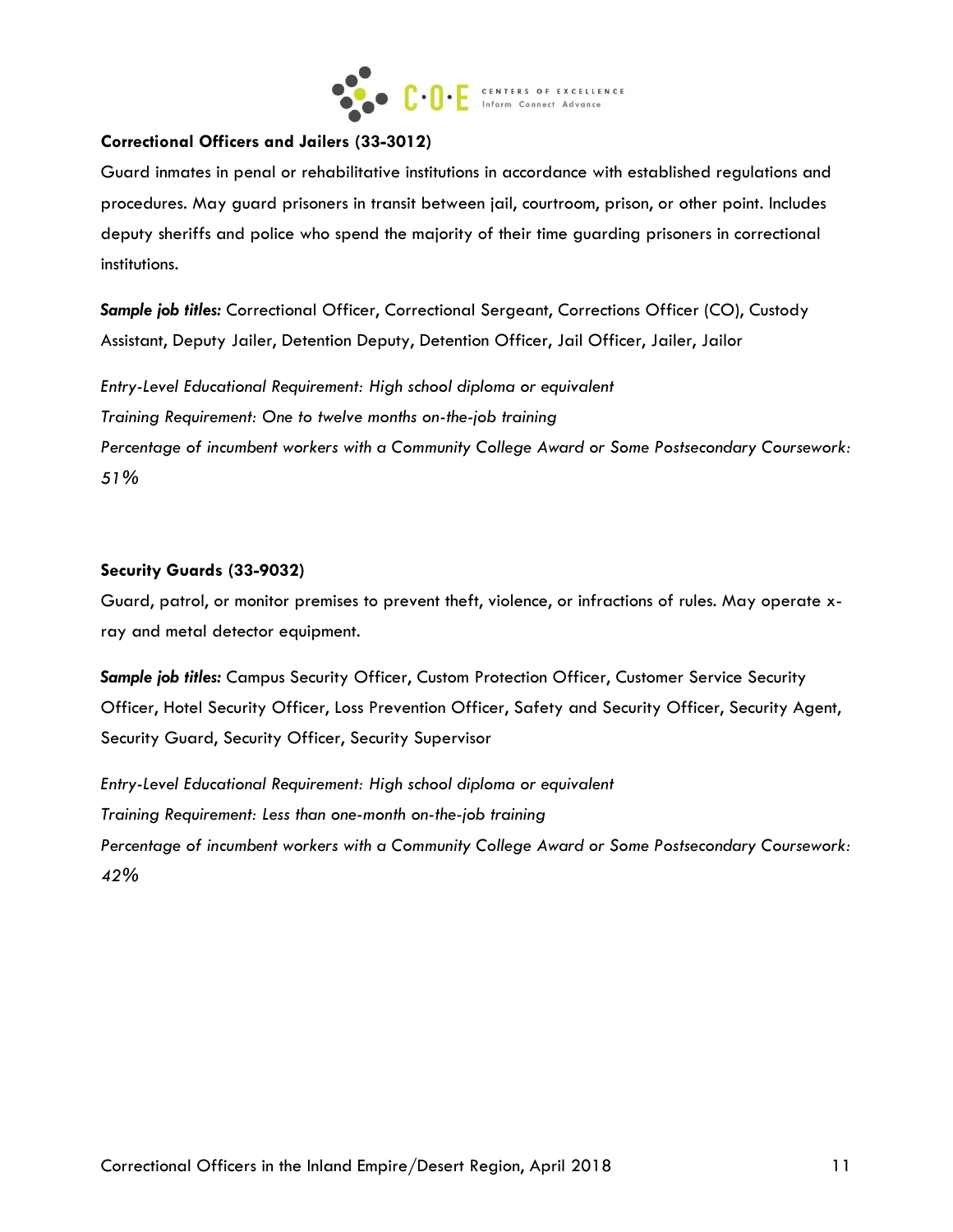**Correctional Officers and Jailers (33-3012)**

Guard inmates in penal or rehabilitative institutions in accordance with established regulations and procedures. May guard prisoners in transit between jail, courtroom, prison, or other point. Includes deputy sheriffs and police who spend the majority of their time guarding prisoners in correctional institutions.

***Sample job titles:*** Correctional Officer, Correctional Sergeant, Corrections Officer (CO), Custody Assistant, Deputy Jailer, Detention Deputy, Detention Officer, Jail Officer, Jailer, Jailor

*Entry-Level Educational Requirement: High school diploma or equivalent*
*Training Requirement: One to twelve months on-the-job training*
*Percentage of incumbent workers with a Community College Award or Some Postsecondary Coursework: 51%*

**Security Guards (33-9032)**

Guard, patrol, or monitor premises to prevent theft, violence, or infractions of rules. May operate x-ray and metal detector equipment.

***Sample job titles:*** Campus Security Officer, Custom Protection Officer, Customer Service Security Officer, Hotel Security Officer, Loss Prevention Officer, Safety and Security Officer, Security Agent, Security Guard, Security Officer, Security Supervisor

*Entry-Level Educational Requirement: High school diploma or equivalent*
*Training Requirement: Less than one-month on-the-job training*
*Percentage of incumbent workers with a Community College Award or Some Postsecondary Coursework: 42%*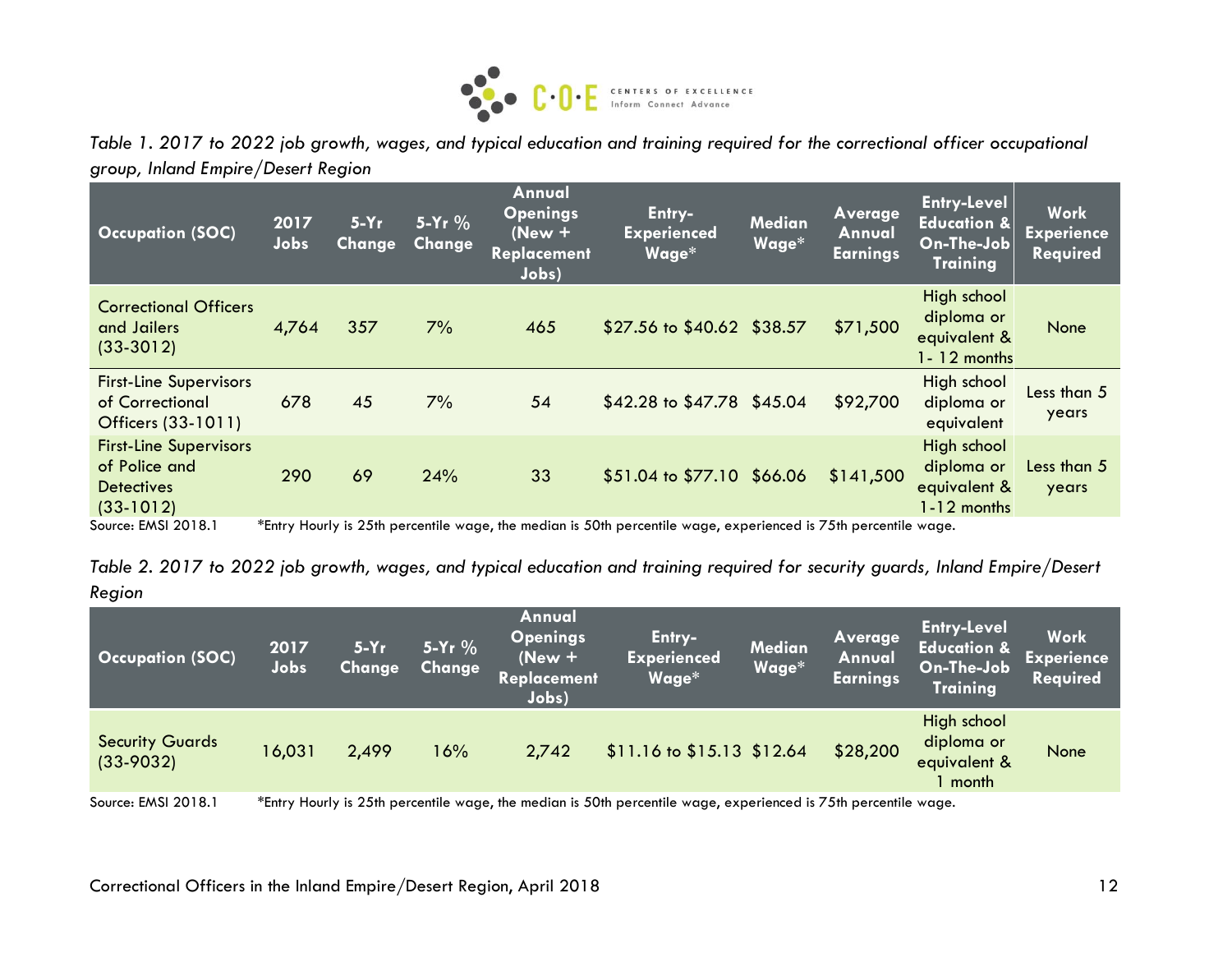*Table 1. 2017 to 2022 job growth, wages, and typical education and training required for the correctional officer occupational group, Inland Empire/Desert Region*

| Occupation (SOC) | 2017 Jobs | 5-Yr Change | 5-Yr % Change | Annual Openings (New + Replacement Jobs) | Entry-Experienced Wage* | Median Wage* | Average Annual Earnings | Entry-Level Education & On-The-Job Training | Work Experience Required |
|---|---|---|---|---|---|---|---|---|---|
| Correctional Officers and Jailers (33-3012) | 4,764 | 357 | 7% | 465 | $27.56 to $40.62 | $38.57 | $71,500 | High school diploma or equivalent & 1- 12 months | None |
| First-Line Supervisors of Correctional Officers (33-1011) | 678 | 45 | 7% | 54 | $42.28 to $47.78 | $45.04 | $92,700 | High school diploma or equivalent | Less than 5 years |
| First-Line Supervisors of Police and Detectives (33-1012) | 290 | 69 | 24% | 33 | $51.04 to $77.10 | $66.06 | $141,500 | High school diploma or equivalent & 1-12 months | Less than 5 years |

Source: EMSI 2018.1 *Entry Hourly is 25th percentile wage, the median is 50th percentile wage, experienced is 75th percentile wage.

*Table 2. 2017 to 2022 job growth, wages, and typical education and training required for security guards, Inland Empire/Desert Region*

| Occupation (SOC) | 2017 Jobs | 5-Yr Change | 5-Yr % Change | Annual Openings (New + Replacement Jobs) | Entry-Experienced Wage* | Median Wage* | Average Annual Earnings | Entry-Level Education & On-The-Job Training | Work Experience Required |
|---|---|---|---|---|---|---|---|---|---|
| Security Guards (33-9032) | 16,031 | 2,499 | 16% | 2,742 | $11.16 to $15.13 | $12.64 | $28,200 | High school diploma or equivalent & 1 month | None |

Source: EMSI 2018.1 *Entry Hourly is 25th percentile wage, the median is 50th percentile wage, experienced is 75th percentile wage.